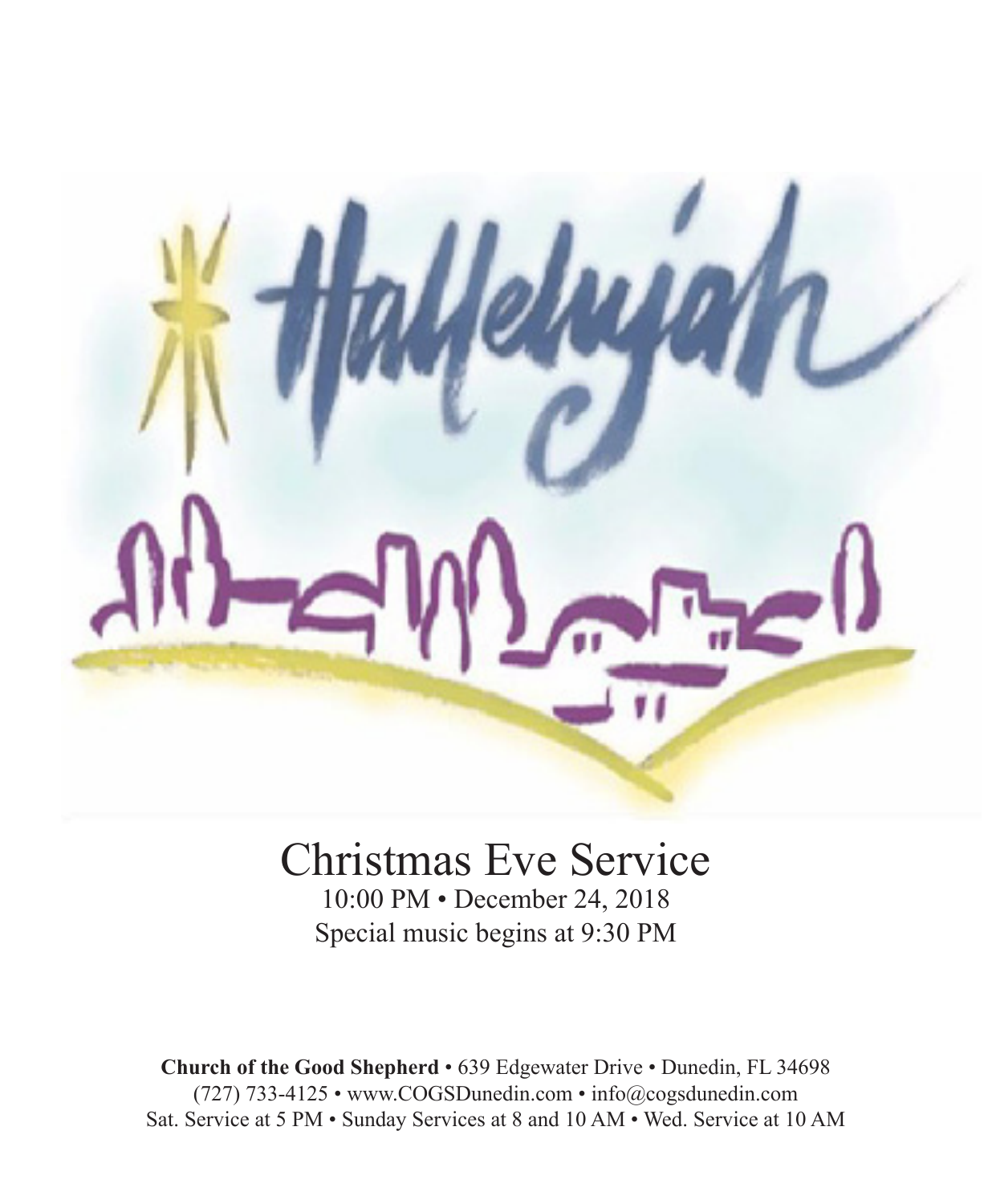Hallelujah

# Christmas Eve Service

10:00 PM • December 24, 2018

Special music begins at 9:30 PM

**Church of the Good Shepherd** • 639 Edgewater Drive • Dunedin, FL 34698

(727) 733-4125 • www.COGSDunedin.com • info@cogsdunedin.com

Sat. Service at 5 PM • Sunday Services at 8 and 10 AM • Wed. Service at 10 AM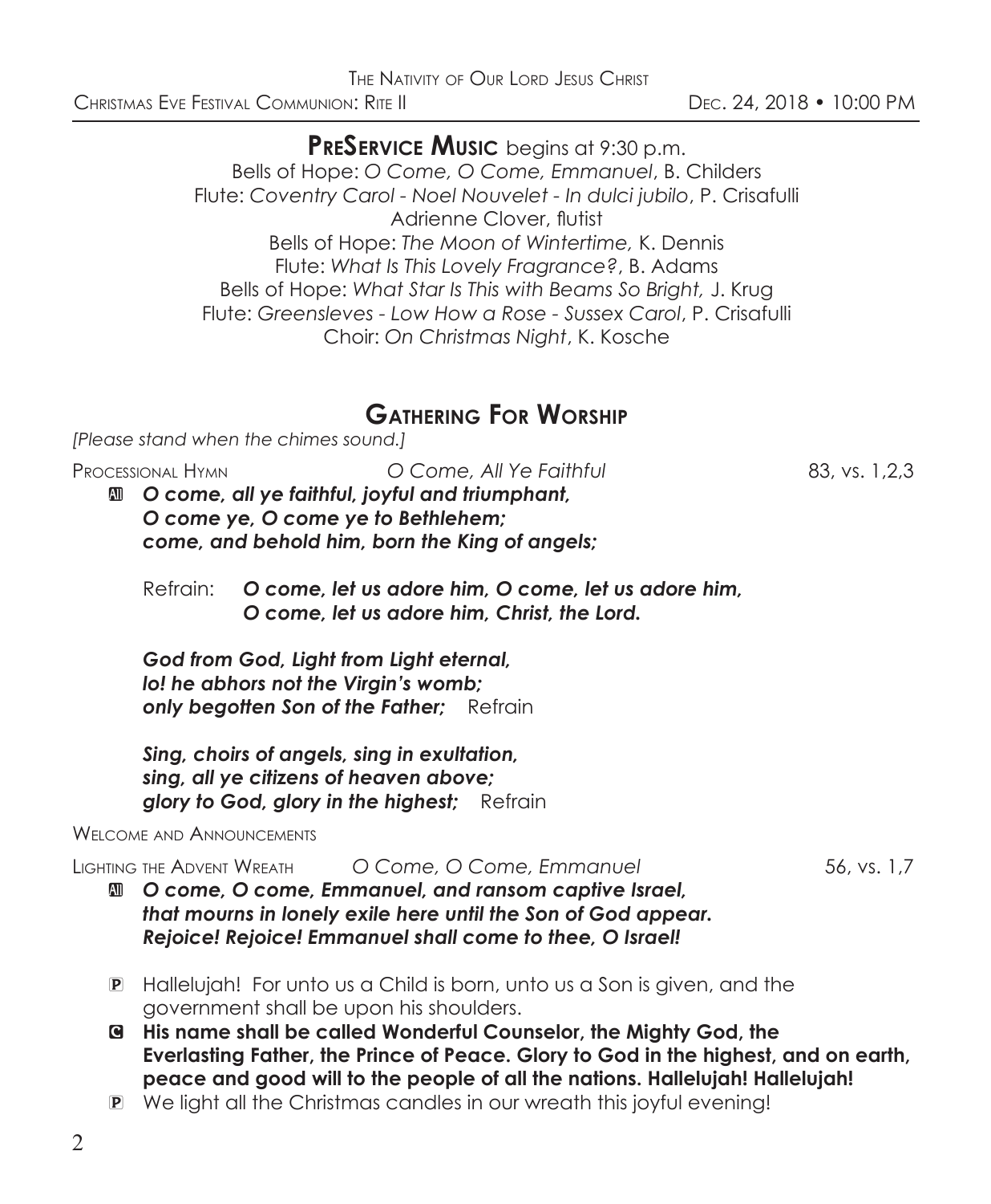## PreService Music begins at 9:30 p.m.

Bells of Hope: *O Come, O Come, Emmanuel*, B. Childers
Flute: *Coventry Carol - Noel Nouvelet - In dulci jubilo*, P. Crisafulli
Adrienne Clover, flutist
Bells of Hope: *The Moon of Wintertime,* K. Dennis
Flute: *What Is This Lovely Fragrance?*, B. Adams
Bells of Hope: *What Star Is This with Beams So Bright,* J. Krug
Flute: *Greensleves - Low How a Rose - Sussex Carol*, P. Crisafulli
Choir: *On Christmas Night*, K. Kosche

## Gathering For Worship

*[Please stand when the chimes sound.]*

Processional Hymn — *O Come, All Ye Faithful* — 83, vs. 1,2,3

**A** ***O come, all ye faithful, joyful and triumphant,***
***O come ye, O come ye to Bethlehem;***
***come, and behold him, born the King of angels;***

Refrain: ***O come, let us adore him, O come, let us adore him,***
***O come, let us adore him, Christ, the Lord.***

***God from God, Light from Light eternal,***
***lo! he abhors not the Virgin's womb;***
***only begotten Son of the Father;*** Refrain

***Sing, choirs of angels, sing in exultation,***
***sing, all ye citizens of heaven above;***
***glory to God, glory in the highest;*** Refrain

Welcome and Announcements

Lighting the Advent Wreath — *O Come, O Come, Emmanuel* — 56, vs. 1,7

**A** ***O come, O come, Emmanuel, and ransom captive Israel,***
***that mourns in lonely exile here until the Son of God appear.***
***Rejoice! Rejoice! Emmanuel shall come to thee, O Israel!***

**P** Hallelujah! For unto us a Child is born, unto us a Son is given, and the government shall be upon his shoulders.

**C** **His name shall be called Wonderful Counselor, the Mighty God, the Everlasting Father, the Prince of Peace. Glory to God in the highest, and on earth, peace and good will to the people of all the nations. Hallelujah! Hallelujah!**

**P** We light all the Christmas candles in our wreath this joyful evening!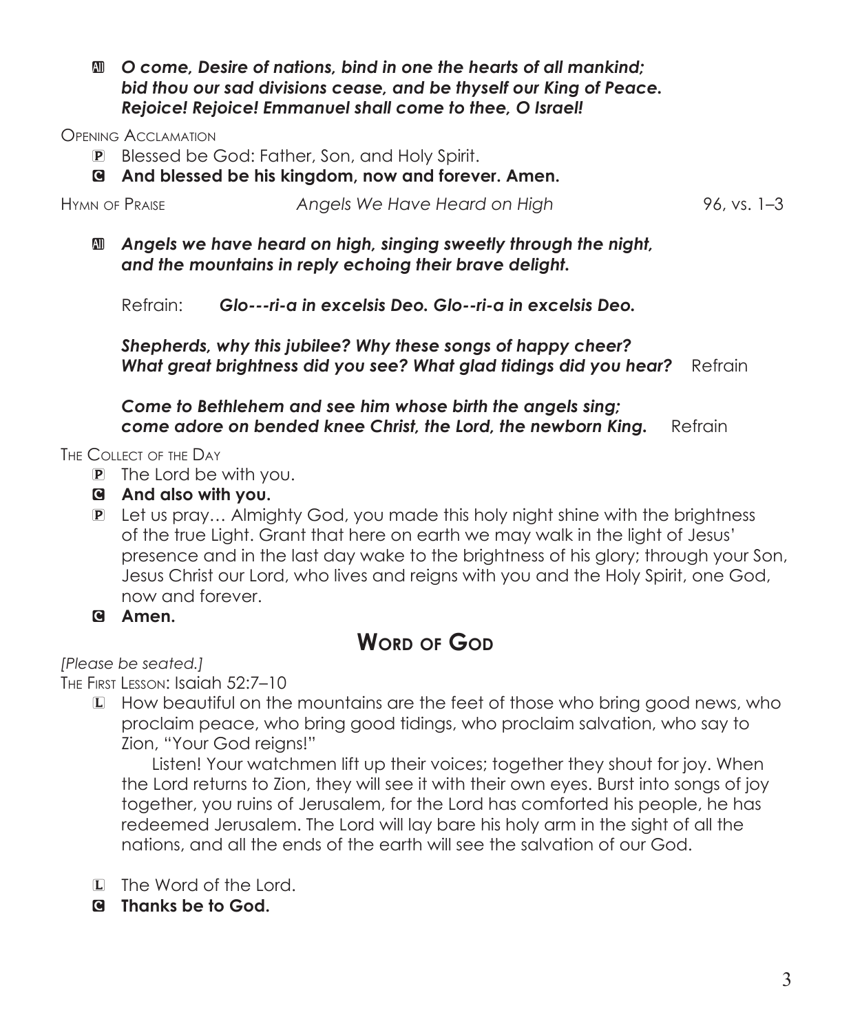**A** ***O come, Desire of nations, bind in one the hearts of all mankind; bid thou our sad divisions cease, and be thyself our King of Peace. Rejoice! Rejoice! Emmanuel shall come to thee, O Israel!***

Opening Acclamation

**P** Blessed be God: Father, Son, and Holy Spirit.

**C** **And blessed be his kingdom, now and forever. Amen.**

Hymn of Praise *Angels We Have Heard on High* 96, vs. 1–3

**A** ***Angels we have heard on high, singing sweetly through the night, and the mountains in reply echoing their brave delight.***

Refrain: ***Glo---ri-a in excelsis Deo. Glo--ri-a in excelsis Deo.***

***Shepherds, why this jubilee? Why these songs of happy cheer? What great brightness did you see? What glad tidings did you hear?*** Refrain

***Come to Bethlehem and see him whose birth the angels sing; come adore on bended knee Christ, the Lord, the newborn King.*** Refrain

The Collect of the Day

**P** The Lord be with you.

**C** **And also with you.**

**P** Let us pray… Almighty God, you made this holy night shine with the brightness of the true Light. Grant that here on earth we may walk in the light of Jesus' presence and in the last day wake to the brightness of his glory; through your Son, Jesus Christ our Lord, who lives and reigns with you and the Holy Spirit, one God, now and forever.

**C** **Amen.**

## Word of God

*[Please be seated.]*

The First Lesson: Isaiah 52:7–10

**L** How beautiful on the mountains are the feet of those who bring good news, who proclaim peace, who bring good tidings, who proclaim salvation, who say to Zion, "Your God reigns!"

Listen! Your watchmen lift up their voices; together they shout for joy. When the Lord returns to Zion, they will see it with their own eyes. Burst into songs of joy together, you ruins of Jerusalem, for the Lord has comforted his people, he has redeemed Jerusalem. The Lord will lay bare his holy arm in the sight of all the nations, and all the ends of the earth will see the salvation of our God.

**L** The Word of the Lord.

**C** **Thanks be to God.**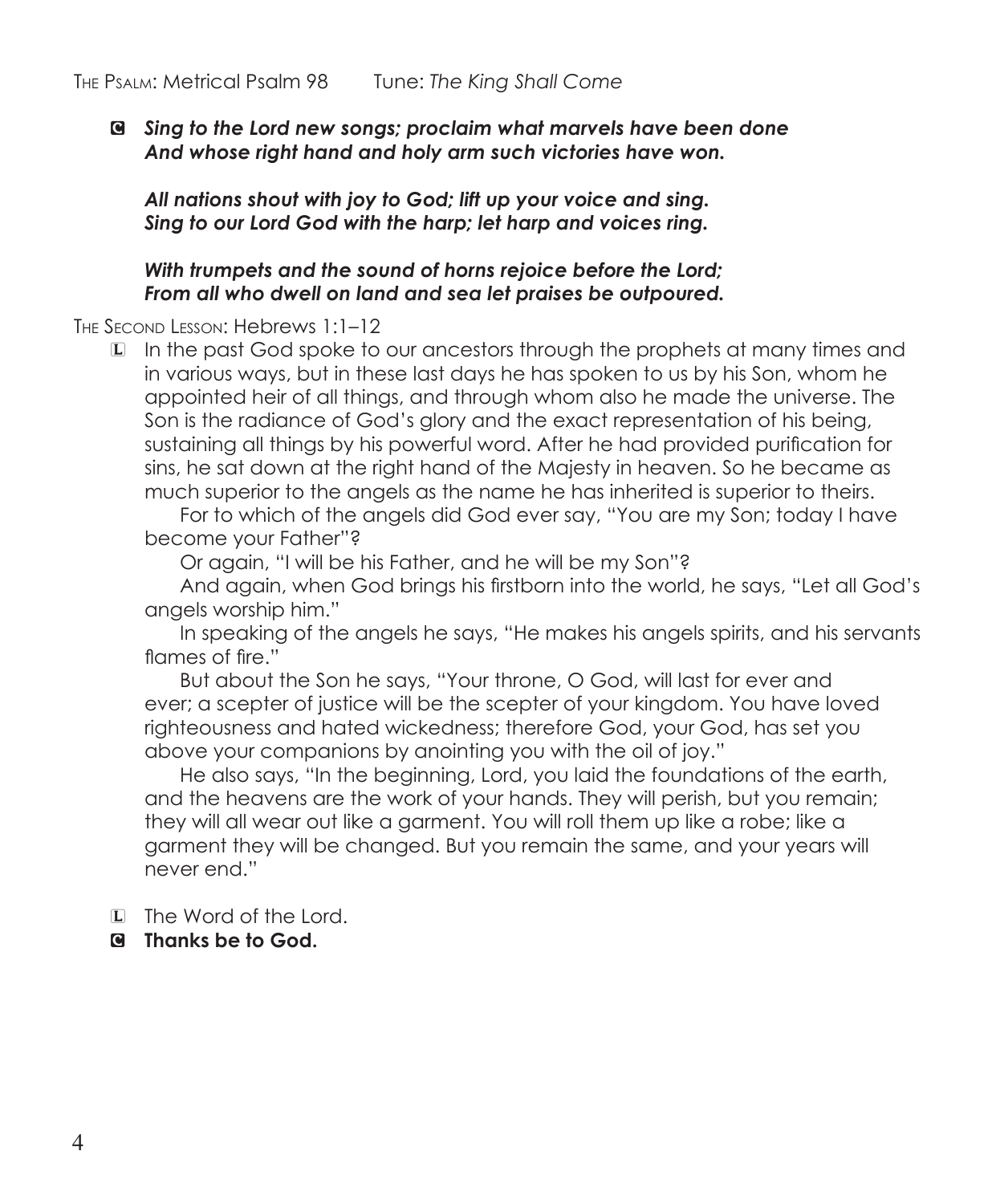THE PSALM: Metrical Psalm 98 Tune: *The King Shall Come*

**C** ***Sing to the Lord new songs; proclaim what marvels have been done***
***And whose right hand and holy arm such victories have won.***

***All nations shout with joy to God; lift up your voice and sing.***
***Sing to our Lord God with the harp; let harp and voices ring.***

***With trumpets and the sound of horns rejoice before the Lord;***
***From all who dwell on land and sea let praises be outpoured.***

THE SECOND LESSON: Hebrews 1:1–12

**L** In the past God spoke to our ancestors through the prophets at many times and in various ways, but in these last days he has spoken to us by his Son, whom he appointed heir of all things, and through whom also he made the universe. The Son is the radiance of God's glory and the exact representation of his being, sustaining all things by his powerful word. After he had provided purification for sins, he sat down at the right hand of the Majesty in heaven. So he became as much superior to the angels as the name he has inherited is superior to theirs.

For to which of the angels did God ever say, "You are my Son; today I have become your Father"?

Or again, "I will be his Father, and he will be my Son"?

And again, when God brings his firstborn into the world, he says, "Let all God's angels worship him."

In speaking of the angels he says, "He makes his angels spirits, and his servants flames of fire."

But about the Son he says, "Your throne, O God, will last for ever and ever; a scepter of justice will be the scepter of your kingdom. You have loved righteousness and hated wickedness; therefore God, your God, has set you above your companions by anointing you with the oil of joy."

He also says, "In the beginning, Lord, you laid the foundations of the earth, and the heavens are the work of your hands. They will perish, but you remain; they will all wear out like a garment. You will roll them up like a robe; like a garment they will be changed. But you remain the same, and your years will never end."

**L** The Word of the Lord.

**C** **Thanks be to God.**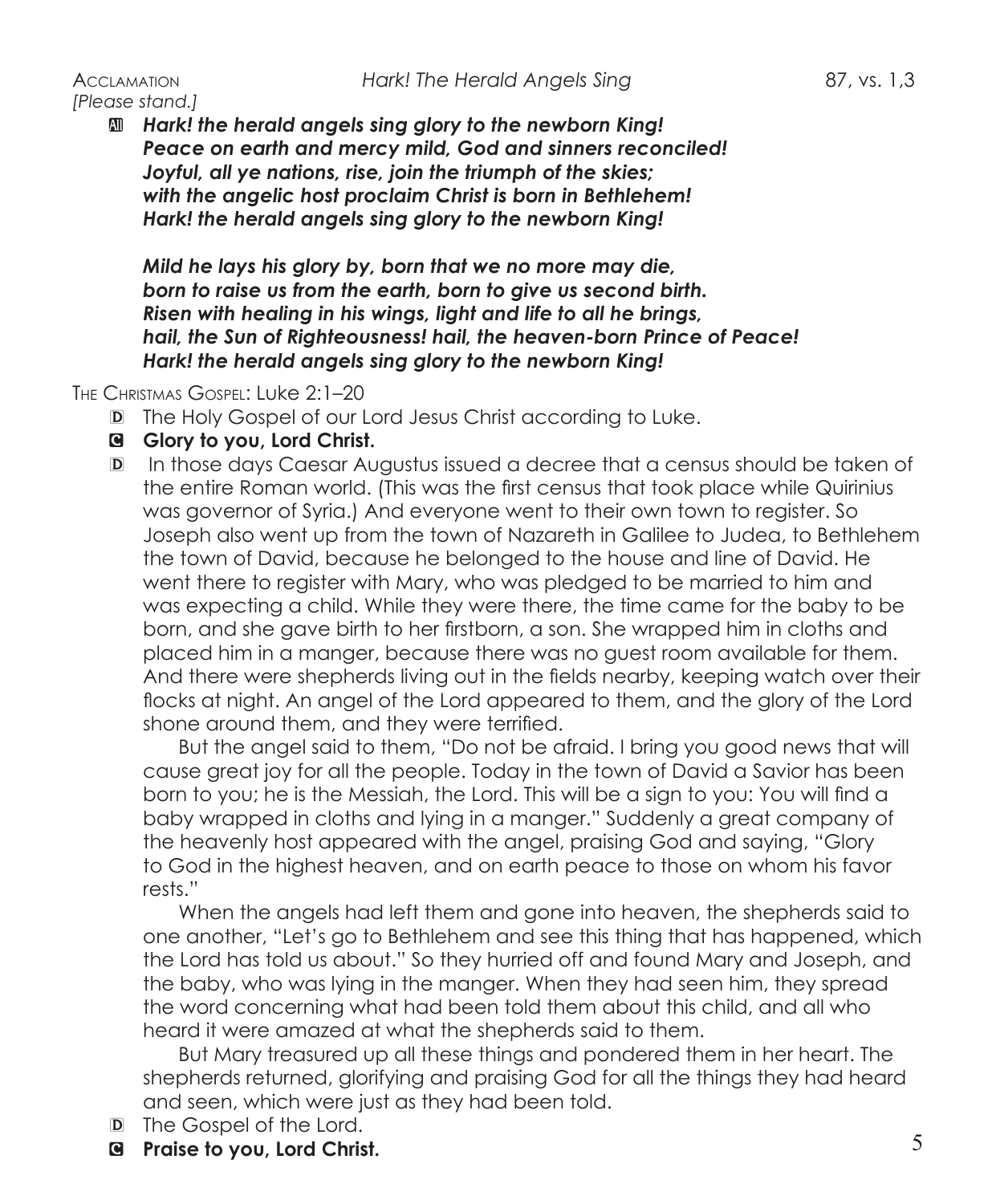ACCLAMATION *Hark! The Herald Angels Sing* 87, vs. 1,3

*[Please stand.]*

A ***Hark! the herald angels sing glory to the newborn King!***
***Peace on earth and mercy mild, God and sinners reconciled!***
***Joyful, all ye nations, rise, join the triumph of the skies;***
***with the angelic host proclaim Christ is born in Bethlehem!***
***Hark! the herald angels sing glory to the newborn King!***

***Mild he lays his glory by, born that we no more may die,***
***born to raise us from the earth, born to give us second birth.***
***Risen with healing in his wings, light and life to all he brings,***
***hail, the Sun of Righteousness! hail, the heaven-born Prince of Peace!***
***Hark! the herald angels sing glory to the newborn King!***

THE CHRISTMAS GOSPEL: Luke 2:1–20

D The Holy Gospel of our Lord Jesus Christ according to Luke.

C **Glory to you, Lord Christ.**

D In those days Caesar Augustus issued a decree that a census should be taken of the entire Roman world. (This was the first census that took place while Quirinius was governor of Syria.) And everyone went to their own town to register. So Joseph also went up from the town of Nazareth in Galilee to Judea, to Bethlehem the town of David, because he belonged to the house and line of David. He went there to register with Mary, who was pledged to be married to him and was expecting a child. While they were there, the time came for the baby to be born, and she gave birth to her firstborn, a son. She wrapped him in cloths and placed him in a manger, because there was no guest room available for them. And there were shepherds living out in the fields nearby, keeping watch over their flocks at night. An angel of the Lord appeared to them, and the glory of the Lord shone around them, and they were terrified.

But the angel said to them, "Do not be afraid. I bring you good news that will cause great joy for all the people. Today in the town of David a Savior has been born to you; he is the Messiah, the Lord. This will be a sign to you: You will find a baby wrapped in cloths and lying in a manger." Suddenly a great company of the heavenly host appeared with the angel, praising God and saying, "Glory to God in the highest heaven, and on earth peace to those on whom his favor rests."

When the angels had left them and gone into heaven, the shepherds said to one another, "Let's go to Bethlehem and see this thing that has happened, which the Lord has told us about." So they hurried off and found Mary and Joseph, and the baby, who was lying in the manger. When they had seen him, they spread the word concerning what had been told them about this child, and all who heard it were amazed at what the shepherds said to them.

But Mary treasured up all these things and pondered them in her heart. The shepherds returned, glorifying and praising God for all the things they had heard and seen, which were just as they had been told.

D The Gospel of the Lord.

C **Praise to you, Lord Christ.**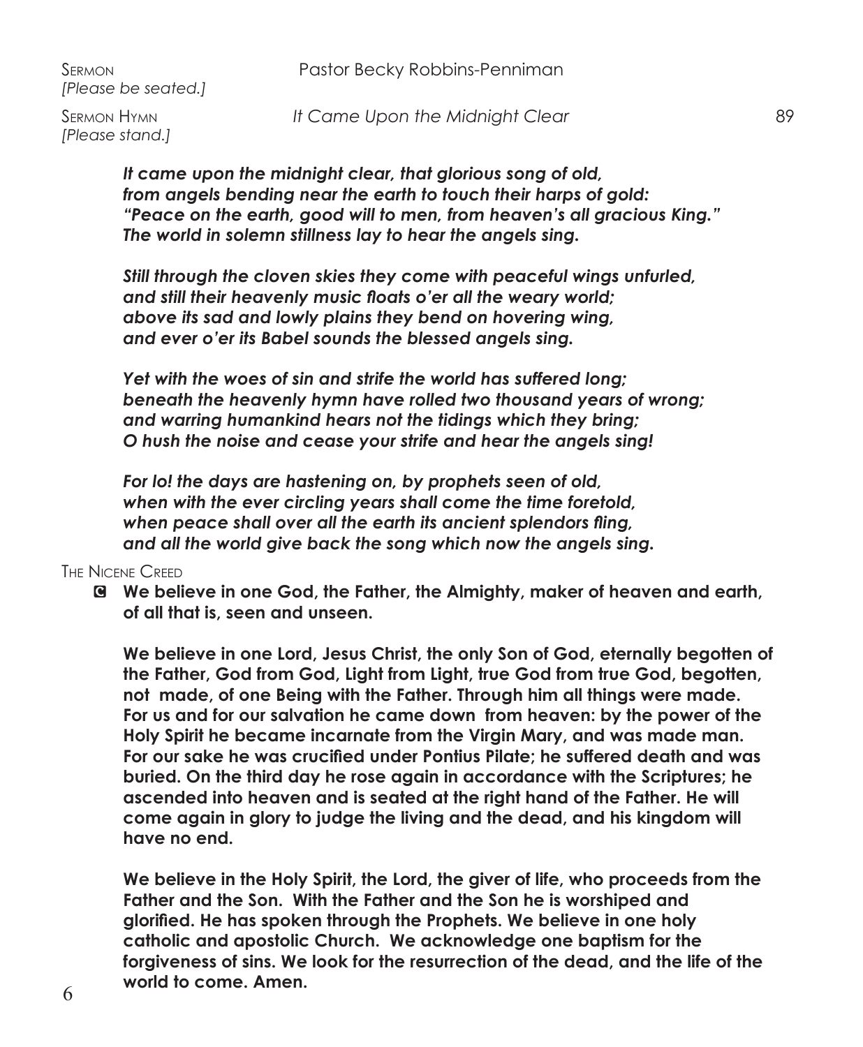Sermon Pastor Becky Robbins-Penniman
*[Please be seated.]*

Sermon Hymn *It Came Upon the Midnight Clear* 89
*[Please stand.]*

***It came upon the midnight clear, that glorious song of old,***
***from angels bending near the earth to touch their harps of gold:***
***"Peace on the earth, good will to men, from heaven's all gracious King."***
***The world in solemn stillness lay to hear the angels sing.***

***Still through the cloven skies they come with peaceful wings unfurled,***
***and still their heavenly music floats o'er all the weary world;***
***above its sad and lowly plains they bend on hovering wing,***
***and ever o'er its Babel sounds the blessed angels sing.***

***Yet with the woes of sin and strife the world has suffered long;***
***beneath the heavenly hymn have rolled two thousand years of wrong;***
***and warring humankind hears not the tidings which they bring;***
***O hush the noise and cease your strife and hear the angels sing!***

***For lo! the days are hastening on, by prophets seen of old,***
***when with the ever circling years shall come the time foretold,***
***when peace shall over all the earth its ancient splendors fling,***
***and all the world give back the song which now the angels sing.***

The Nicene Creed

**C We believe in one God, the Father, the Almighty, maker of heaven and earth, of all that is, seen and unseen.**

**We believe in one Lord, Jesus Christ, the only Son of God, eternally begotten of the Father, God from God, Light from Light, true God from true God, begotten, not made, of one Being with the Father. Through him all things were made. For us and for our salvation he came down from heaven: by the power of the Holy Spirit he became incarnate from the Virgin Mary, and was made man. For our sake he was crucified under Pontius Pilate; he suffered death and was buried. On the third day he rose again in accordance with the Scriptures; he ascended into heaven and is seated at the right hand of the Father. He will come again in glory to judge the living and the dead, and his kingdom will have no end.**

**We believe in the Holy Spirit, the Lord, the giver of life, who proceeds from the Father and the Son. With the Father and the Son he is worshiped and glorified. He has spoken through the Prophets. We believe in one holy catholic and apostolic Church. We acknowledge one baptism for the forgiveness of sins. We look for the resurrection of the dead, and the life of the world to come. Amen.**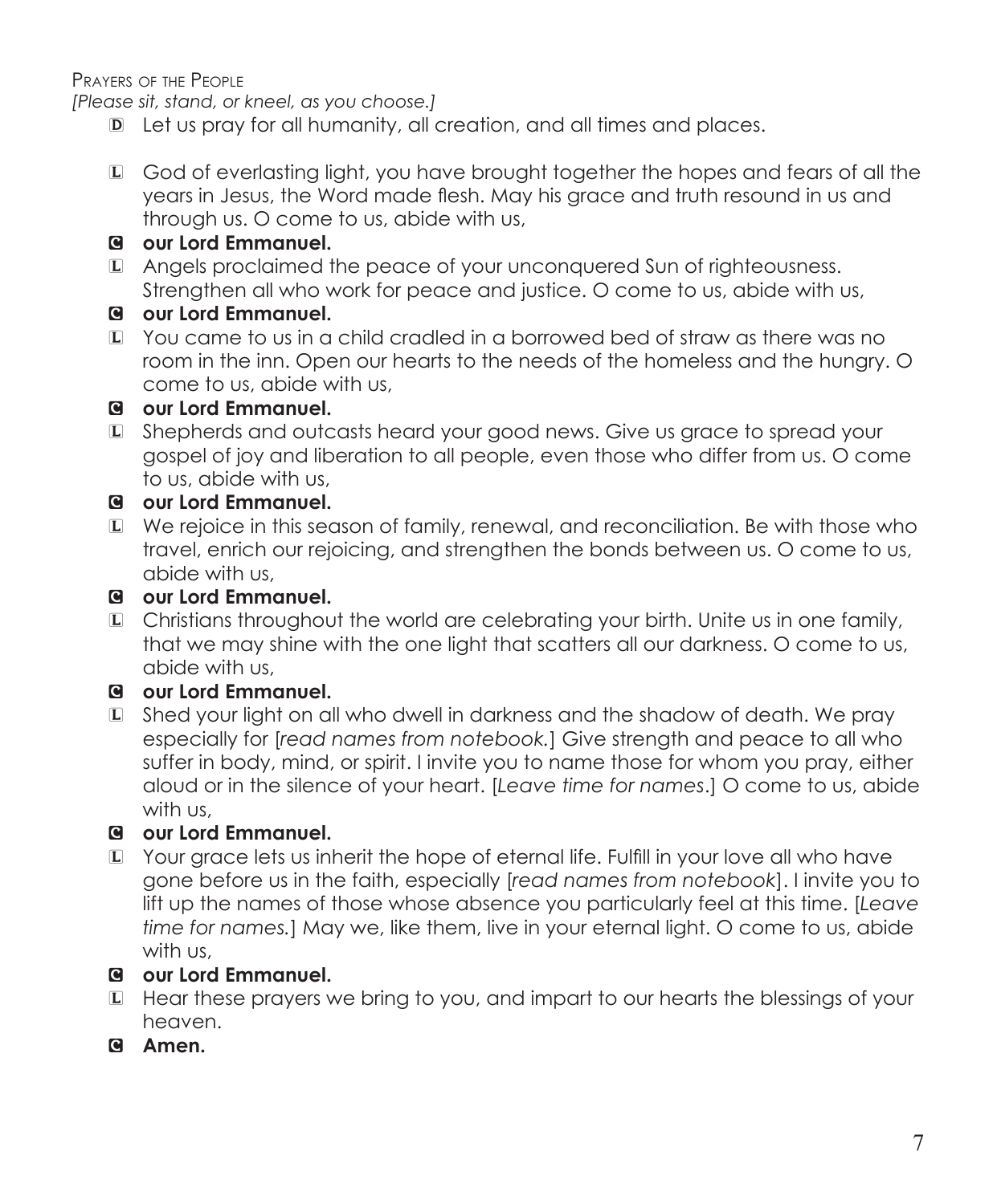Prayers of the People

*[Please sit, stand, or kneel, as you choose.]*

D Let us pray for all humanity, all creation, and all times and places.

L God of everlasting light, you have brought together the hopes and fears of all the years in Jesus, the Word made flesh. May his grace and truth resound in us and through us. O come to us, abide with us,

**C our Lord Emmanuel.**

L Angels proclaimed the peace of your unconquered Sun of righteousness. Strengthen all who work for peace and justice. O come to us, abide with us,

**C our Lord Emmanuel.**

L You came to us in a child cradled in a borrowed bed of straw as there was no room in the inn. Open our hearts to the needs of the homeless and the hungry. O come to us, abide with us,

**C our Lord Emmanuel.**

L Shepherds and outcasts heard your good news. Give us grace to spread your gospel of joy and liberation to all people, even those who differ from us. O come to us, abide with us,

**C our Lord Emmanuel.**

L We rejoice in this season of family, renewal, and reconciliation. Be with those who travel, enrich our rejoicing, and strengthen the bonds between us. O come to us, abide with us,

**C our Lord Emmanuel.**

L Christians throughout the world are celebrating your birth. Unite us in one family, that we may shine with the one light that scatters all our darkness. O come to us, abide with us,

**C our Lord Emmanuel.**

L Shed your light on all who dwell in darkness and the shadow of death. We pray especially for [*read names from notebook.*] Give strength and peace to all who suffer in body, mind, or spirit. I invite you to name those for whom you pray, either aloud or in the silence of your heart. [*Leave time for names*.] O come to us, abide with us,

**C our Lord Emmanuel.**

L Your grace lets us inherit the hope of eternal life. Fulfill in your love all who have gone before us in the faith, especially [*read names from notebook*]. I invite you to lift up the names of those whose absence you particularly feel at this time. [*Leave time for names.*] May we, like them, live in your eternal light. O come to us, abide with us,

**C our Lord Emmanuel.**

L Hear these prayers we bring to you, and impart to our hearts the blessings of your heaven.

**C Amen.**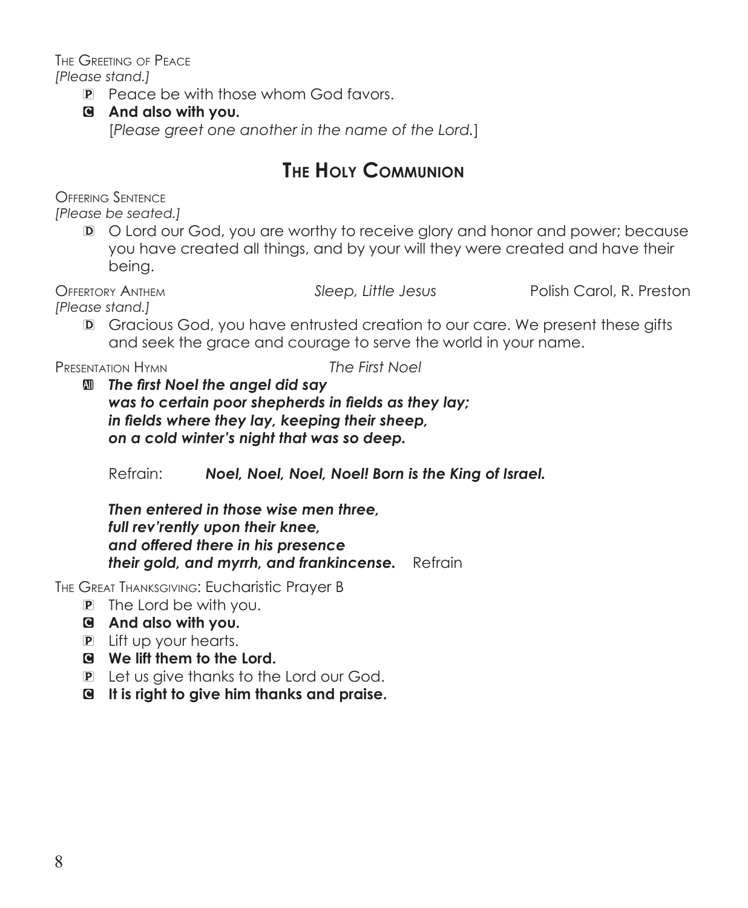The Greeting of Peace
*[Please stand.]*

P Peace be with those whom God favors.

**C And also with you.**
[*Please greet one another in the name of the Lord.*]

## The Holy Communion

Offering Sentence
*[Please be seated.]*

D O Lord our God, you are worthy to receive glory and honor and power; because you have created all things, and by your will they were created and have their being.

Offertory Anthem *Sleep, Little Jesus* Polish Carol, R. Preston
*[Please stand.]*

D Gracious God, you have entrusted creation to our care. We present these gifts and seek the grace and courage to serve the world in your name.

Presentation Hymn *The First Noel*

All ***The first Noel the angel did say***
***was to certain poor shepherds in fields as they lay;***
***in fields where they lay, keeping their sheep,***
***on a cold winter's night that was so deep.***

Refrain: ***Noel, Noel, Noel, Noel! Born is the King of Israel.***

***Then entered in those wise men three,***
***full rev'rently upon their knee,***
***and offered there in his presence***
***their gold, and myrrh, and frankincense.*** Refrain

The Great Thanksgiving: Eucharistic Prayer B

P The Lord be with you.

**C And also with you.**

P Lift up your hearts.

**C We lift them to the Lord.**

P Let us give thanks to the Lord our God.

**C It is right to give him thanks and praise.**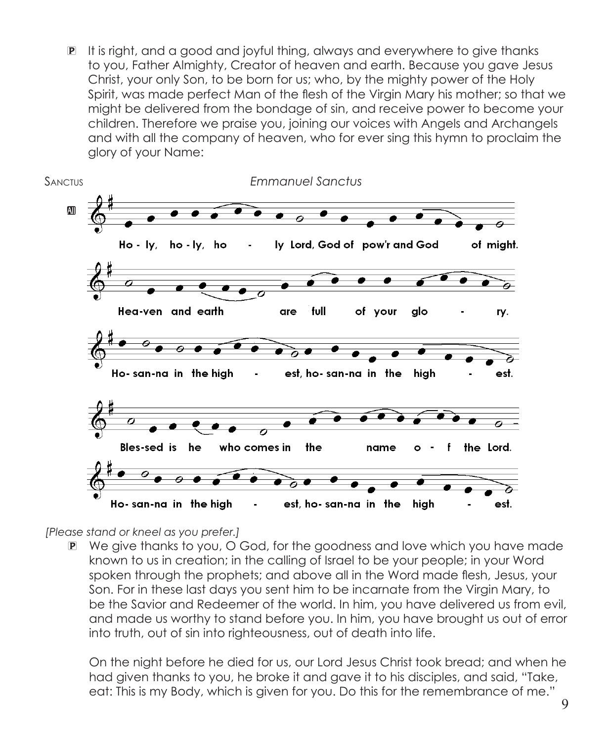**P** It is right, and a good and joyful thing, always and everywhere to give thanks to you, Father Almighty, Creator of heaven and earth. Because you gave Jesus Christ, your only Son, to be born for us; who, by the mighty power of the Holy Spirit, was made perfect Man of the flesh of the Virgin Mary his mother; so that we might be delivered from the bondage of sin, and receive power to become your children. Therefore we praise you, joining our voices with Angels and Archangels and with all the company of heaven, who for ever sing this hymn to proclaim the glory of your Name:

SANCTUS *Emmanuel Sanctus*

**All**

Ho - ly, ho - ly, ho - ly Lord, God of pow'r and God of might.

Hea-ven and earth are full of your glo - ry.

Ho- san-na in the high - est, ho- san-na in the high - est.

Bles-sed is he who comes in the name o - f the Lord.

Ho- san-na in the high - est, ho- san-na in the high - est.

*[Please stand or kneel as you prefer.]*

**P** We give thanks to you, O God, for the goodness and love which you have made known to us in creation; in the calling of Israel to be your people; in your Word spoken through the prophets; and above all in the Word made flesh, Jesus, your Son. For in these last days you sent him to be incarnate from the Virgin Mary, to be the Savior and Redeemer of the world. In him, you have delivered us from evil, and made us worthy to stand before you. In him, you have brought us out of error into truth, out of sin into righteousness, out of death into life.

On the night before he died for us, our Lord Jesus Christ took bread; and when he had given thanks to you, he broke it and gave it to his disciples, and said, "Take, eat: This is my Body, which is given for you. Do this for the remembrance of me."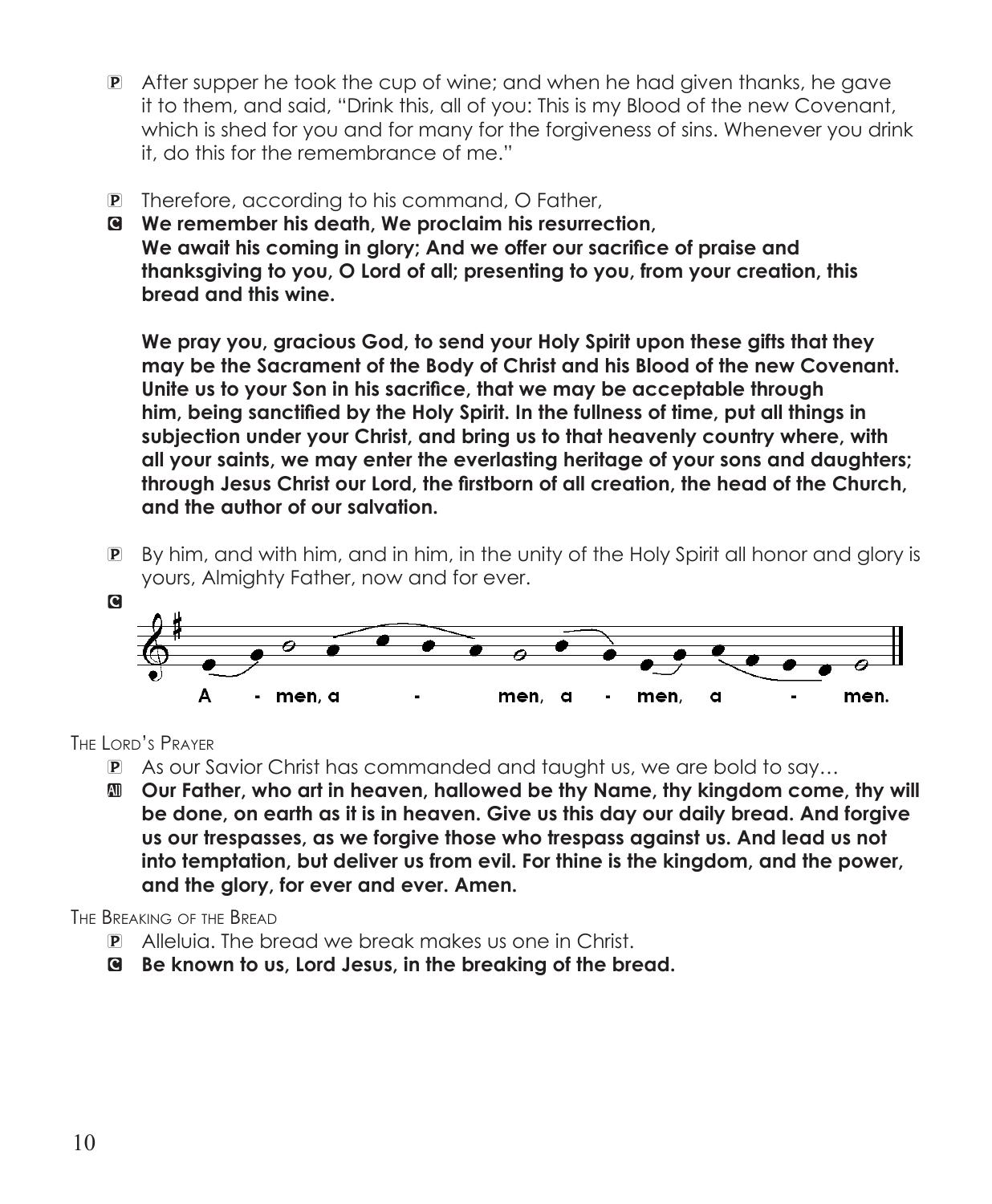P After supper he took the cup of wine; and when he had given thanks, he gave it to them, and said, "Drink this, all of you: This is my Blood of the new Covenant, which is shed for you and for many for the forgiveness of sins. Whenever you drink it, do this for the remembrance of me."

P Therefore, according to his command, O Father,

C **We remember his death, We proclaim his resurrection, We await his coming in glory; And we offer our sacrifice of praise and thanksgiving to you, O Lord of all; presenting to you, from your creation, this bread and this wine.**

**We pray you, gracious God, to send your Holy Spirit upon these gifts that they may be the Sacrament of the Body of Christ and his Blood of the new Covenant. Unite us to your Son in his sacrifice, that we may be acceptable through him, being sanctified by the Holy Spirit. In the fullness of time, put all things in subjection under your Christ, and bring us to that heavenly country where, with all your saints, we may enter the everlasting heritage of your sons and daughters; through Jesus Christ our Lord, the firstborn of all creation, the head of the Church, and the author of our salvation.**

P By him, and with him, and in him, in the unity of the Holy Spirit all honor and glory is yours, Almighty Father, now and for ever.

C A - men, a - men, a - men, a - men.

THE LORD'S PRAYER

P As our Savior Christ has commanded and taught us, we are bold to say…

All **Our Father, who art in heaven, hallowed be thy Name, thy kingdom come, thy will be done, on earth as it is in heaven. Give us this day our daily bread. And forgive us our trespasses, as we forgive those who trespass against us. And lead us not into temptation, but deliver us from evil. For thine is the kingdom, and the power, and the glory, for ever and ever. Amen.**

THE BREAKING OF THE BREAD

P Alleluia. The bread we break makes us one in Christ.

C **Be known to us, Lord Jesus, in the breaking of the bread.**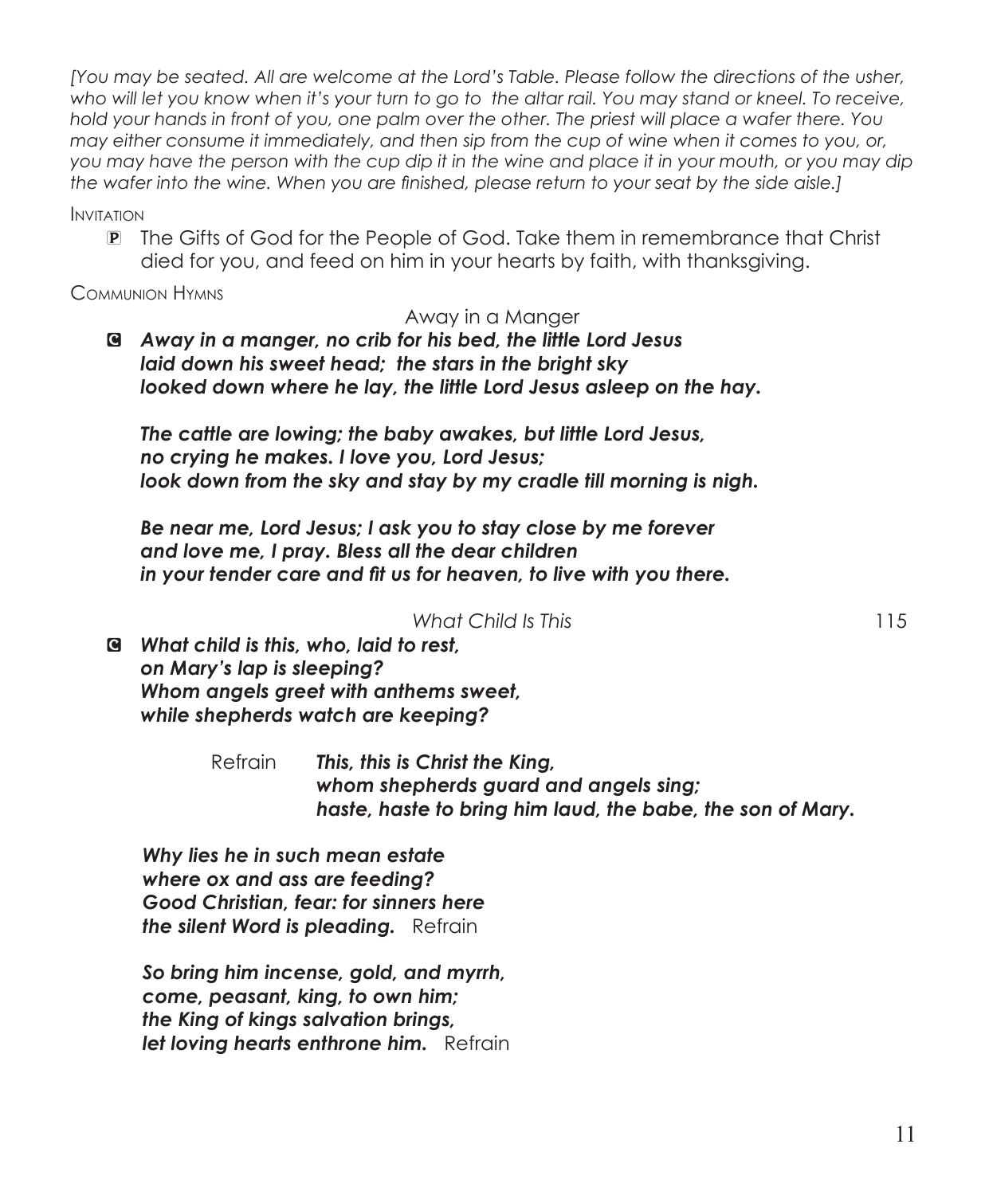*[You may be seated. All are welcome at the Lord's Table. Please follow the directions of the usher, who will let you know when it's your turn to go to the altar rail. You may stand or kneel. To receive, hold your hands in front of you, one palm over the other. The priest will place a wafer there. You may either consume it immediately, and then sip from the cup of wine when it comes to you, or, you may have the person with the cup dip it in the wine and place it in your mouth, or you may dip the wafer into the wine. When you are finished, please return to your seat by the side aisle.]*

Invitation

P The Gifts of God for the People of God. Take them in remembrance that Christ died for you, and feed on him in your hearts by faith, with thanksgiving.

Communion Hymns

Away in a Manger

C ***Away in a manger, no crib for his bed, the little Lord Jesus laid down his sweet head; the stars in the bright sky looked down where he lay, the little Lord Jesus asleep on the hay.***

***The cattle are lowing; the baby awakes, but little Lord Jesus, no crying he makes. I love you, Lord Jesus; look down from the sky and stay by my cradle till morning is nigh.***

***Be near me, Lord Jesus; I ask you to stay close by me forever and love me, I pray. Bless all the dear children in your tender care and fit us for heaven, to live with you there.***

*What Child Is This* 115

C ***What child is this, who, laid to rest,***
***on Mary's lap is sleeping?***
***Whom angels greet with anthems sweet,***
***while shepherds watch are keeping?***

Refrain ***This, this is Christ the King,***
***whom shepherds guard and angels sing;***
***haste, haste to bring him laud, the babe, the son of Mary.***

***Why lies he in such mean estate***
***where ox and ass are feeding?***
***Good Christian, fear: for sinners here***
***the silent Word is pleading.*** Refrain

***So bring him incense, gold, and myrrh,***
***come, peasant, king, to own him;***
***the King of kings salvation brings,***
***let loving hearts enthrone him.*** Refrain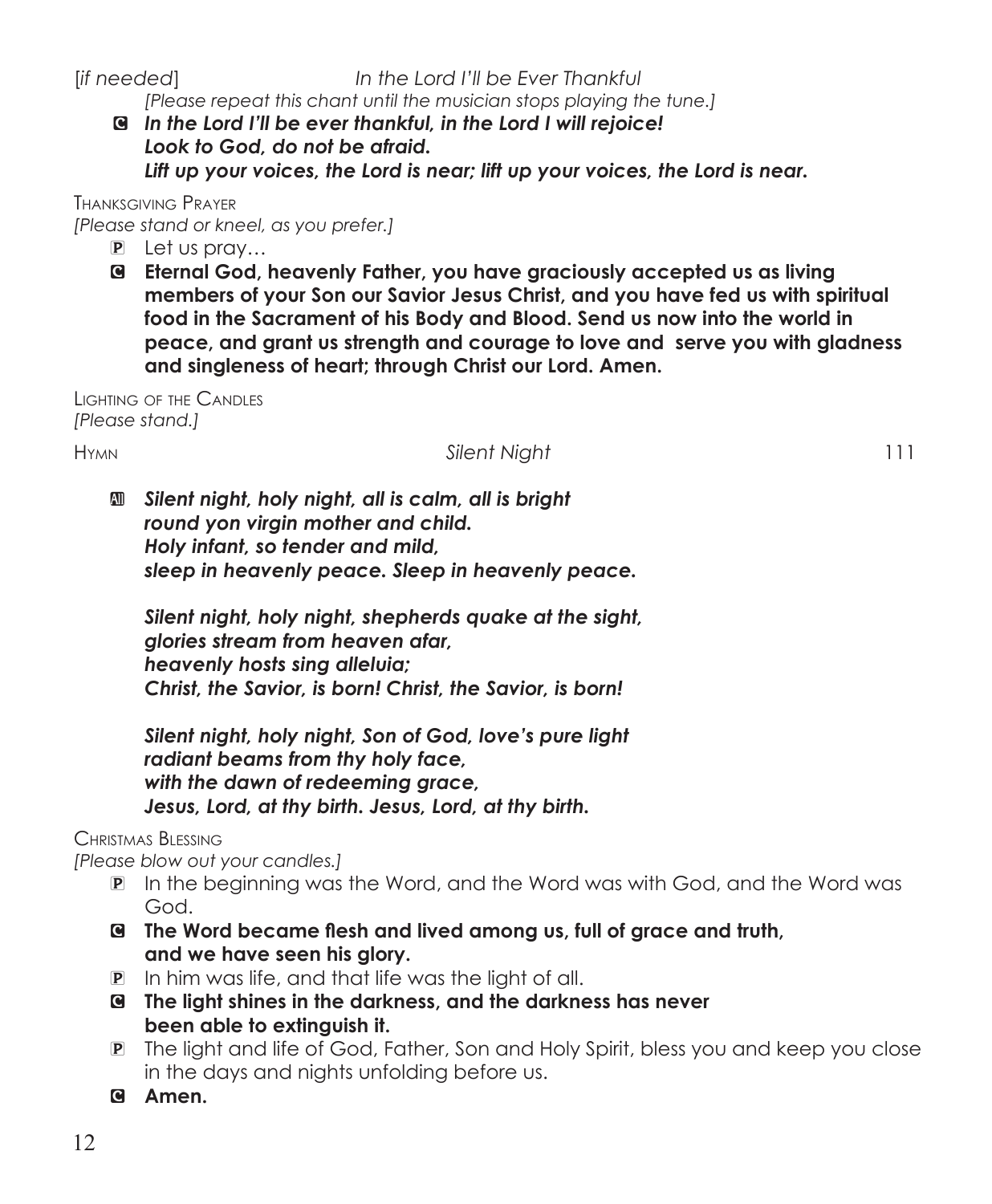[*if needed*] *In the Lord I'll be Ever Thankful*

*[Please repeat this chant until the musician stops playing the tune.]*

C ***In the Lord I'll be ever thankful, in the Lord I will rejoice!***
***Look to God, do not be afraid.***
***Lift up your voices, the Lord is near; lift up your voices, the Lord is near.***

Thanksgiving Prayer

*[Please stand or kneel, as you prefer.]*

P Let us pray…

C **Eternal God, heavenly Father, you have graciously accepted us as living members of your Son our Savior Jesus Christ, and you have fed us with spiritual food in the Sacrament of his Body and Blood. Send us now into the world in peace, and grant us strength and courage to love and serve you with gladness and singleness of heart; through Christ our Lord. Amen.**

Lighting of the Candles

*[Please stand.]*

Hymn *Silent Night* 111

All ***Silent night, holy night, all is calm, all is bright***
***round yon virgin mother and child.***
***Holy infant, so tender and mild,***
***sleep in heavenly peace. Sleep in heavenly peace.***

***Silent night, holy night, shepherds quake at the sight,***
***glories stream from heaven afar,***
***heavenly hosts sing alleluia;***
***Christ, the Savior, is born! Christ, the Savior, is born!***

***Silent night, holy night, Son of God, love's pure light***
***radiant beams from thy holy face,***
***with the dawn of redeeming grace,***
***Jesus, Lord, at thy birth. Jesus, Lord, at thy birth.***

Christmas Blessing

*[Please blow out your candles.]*

P In the beginning was the Word, and the Word was with God, and the Word was God.

C **The Word became flesh and lived among us, full of grace and truth, and we have seen his glory.**

P In him was life, and that life was the light of all.

C **The light shines in the darkness, and the darkness has never been able to extinguish it.**

P The light and life of God, Father, Son and Holy Spirit, bless you and keep you close in the days and nights unfolding before us.

C **Amen.**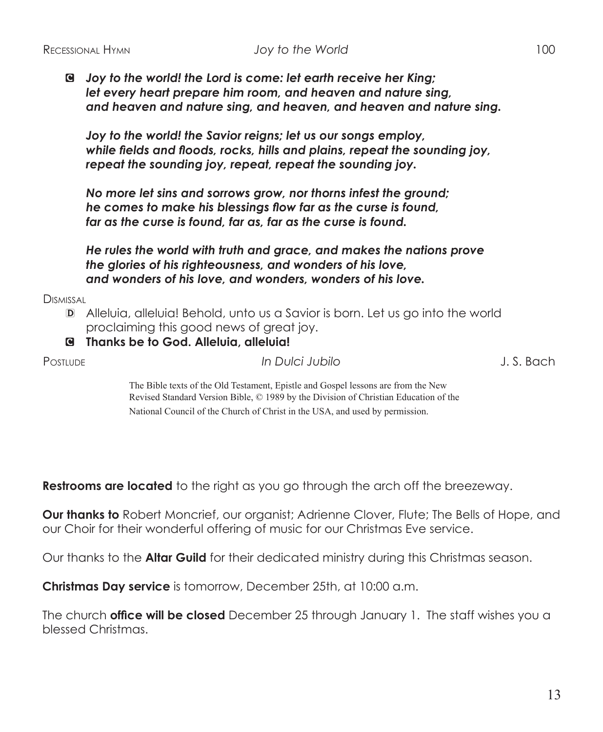Recessional Hymn *Joy to the World* 100

**C** ***Joy to the world! the Lord is come: let earth receive her King; let every heart prepare him room, and heaven and nature sing, and heaven and nature sing, and heaven, and heaven and nature sing.***

***Joy to the world! the Savior reigns; let us our songs employ, while fields and floods, rocks, hills and plains, repeat the sounding joy, repeat the sounding joy, repeat, repeat the sounding joy.***

***No more let sins and sorrows grow, nor thorns infest the ground; he comes to make his blessings flow far as the curse is found, far as the curse is found, far as, far as the curse is found.***

***He rules the world with truth and grace, and makes the nations prove the glories of his righteousness, and wonders of his love, and wonders of his love, and wonders, wonders of his love.***

Dismissal

D Alleluia, alleluia! Behold, unto us a Savior is born. Let us go into the world proclaiming this good news of great joy.

**C** **Thanks be to God. Alleluia, alleluia!**

Postlude *In Dulci Jubilo* J. S. Bach

The Bible texts of the Old Testament, Epistle and Gospel lessons are from the New Revised Standard Version Bible, © 1989 by the Division of Christian Education of the National Council of the Church of Christ in the USA, and used by permission.

**Restrooms are located** to the right as you go through the arch off the breezeway.

**Our thanks to** Robert Moncrief, our organist; Adrienne Clover, Flute; The Bells of Hope, and our Choir for their wonderful offering of music for our Christmas Eve service.

Our thanks to the **Altar Guild** for their dedicated ministry during this Christmas season.

**Christmas Day service** is tomorrow, December 25th, at 10:00 a.m.

The church **office will be closed** December 25 through January 1. The staff wishes you a blessed Christmas.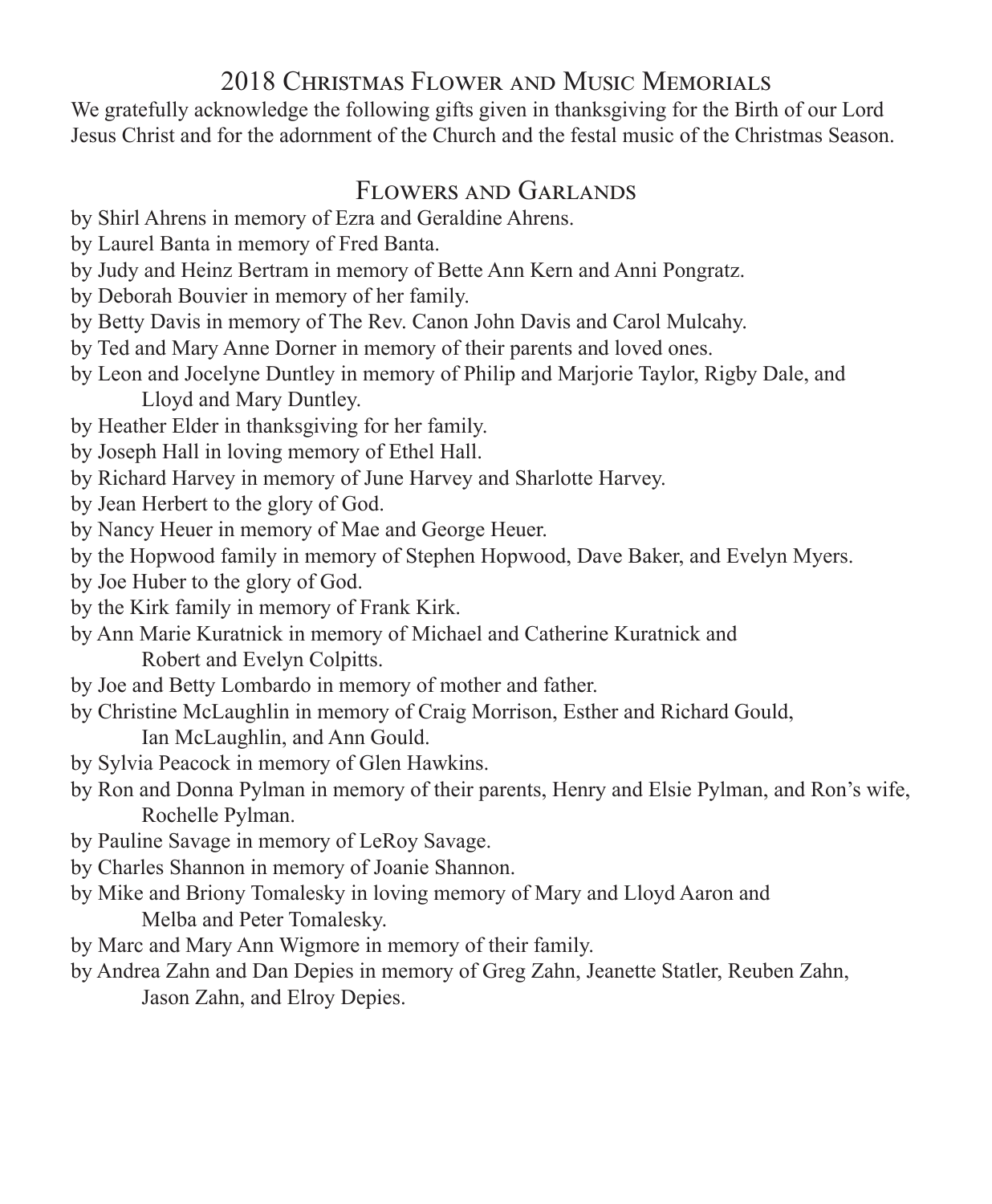## 2018 Christmas Flower and Music Memorials

We gratefully acknowledge the following gifts given in thanksgiving for the Birth of our Lord Jesus Christ and for the adornment of the Church and the festal music of the Christmas Season.

### Flowers and Garlands

by Shirl Ahrens in memory of Ezra and Geraldine Ahrens.

by Laurel Banta in memory of Fred Banta.

by Judy and Heinz Bertram in memory of Bette Ann Kern and Anni Pongratz.

by Deborah Bouvier in memory of her family.

by Betty Davis in memory of The Rev. Canon John Davis and Carol Mulcahy.

by Ted and Mary Anne Dorner in memory of their parents and loved ones.

by Leon and Jocelyne Duntley in memory of Philip and Marjorie Taylor, Rigby Dale, and Lloyd and Mary Duntley.

by Heather Elder in thanksgiving for her family.

by Joseph Hall in loving memory of Ethel Hall.

by Richard Harvey in memory of June Harvey and Sharlotte Harvey.

by Jean Herbert to the glory of God.

by Nancy Heuer in memory of Mae and George Heuer.

by the Hopwood family in memory of Stephen Hopwood, Dave Baker, and Evelyn Myers.

by Joe Huber to the glory of God.

by the Kirk family in memory of Frank Kirk.

by Ann Marie Kuratnick in memory of Michael and Catherine Kuratnick and Robert and Evelyn Colpitts.

by Joe and Betty Lombardo in memory of mother and father.

by Christine McLaughlin in memory of Craig Morrison, Esther and Richard Gould, Ian McLaughlin, and Ann Gould.

by Sylvia Peacock in memory of Glen Hawkins.

by Ron and Donna Pylman in memory of their parents, Henry and Elsie Pylman, and Ron's wife, Rochelle Pylman.

by Pauline Savage in memory of LeRoy Savage.

by Charles Shannon in memory of Joanie Shannon.

by Mike and Briony Tomalesky in loving memory of Mary and Lloyd Aaron and Melba and Peter Tomalesky.

by Marc and Mary Ann Wigmore in memory of their family.

by Andrea Zahn and Dan Depies in memory of Greg Zahn, Jeanette Statler, Reuben Zahn, Jason Zahn, and Elroy Depies.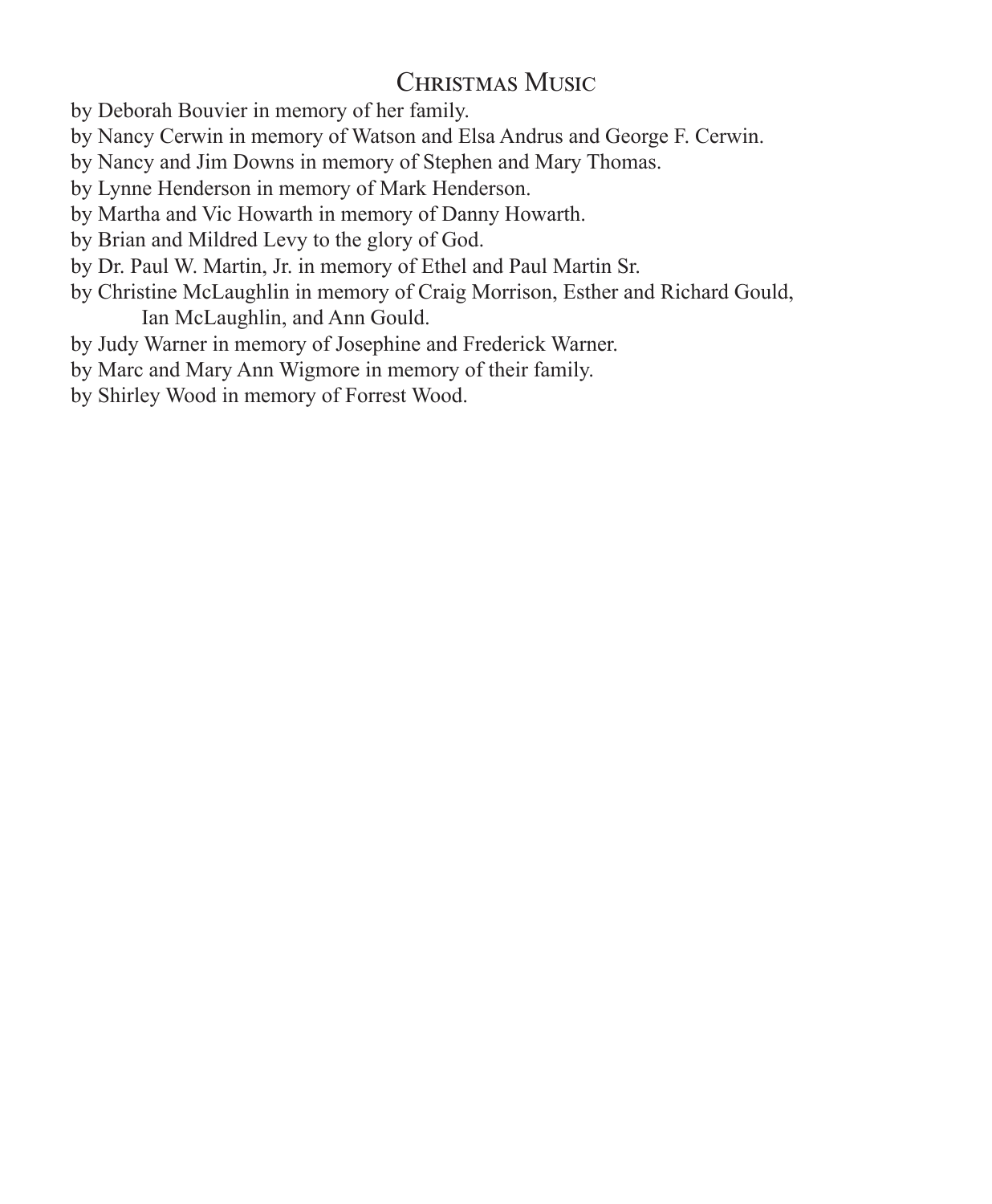## Christmas Music

by Deborah Bouvier in memory of her family.
by Nancy Cerwin in memory of Watson and Elsa Andrus and George F. Cerwin.
by Nancy and Jim Downs in memory of Stephen and Mary Thomas.
by Lynne Henderson in memory of Mark Henderson.
by Martha and Vic Howarth in memory of Danny Howarth.
by Brian and Mildred Levy to the glory of God.
by Dr. Paul W. Martin, Jr. in memory of Ethel and Paul Martin Sr.
by Christine McLaughlin in memory of Craig Morrison, Esther and Richard Gould, Ian McLaughlin, and Ann Gould.
by Judy Warner in memory of Josephine and Frederick Warner.
by Marc and Mary Ann Wigmore in memory of their family.
by Shirley Wood in memory of Forrest Wood.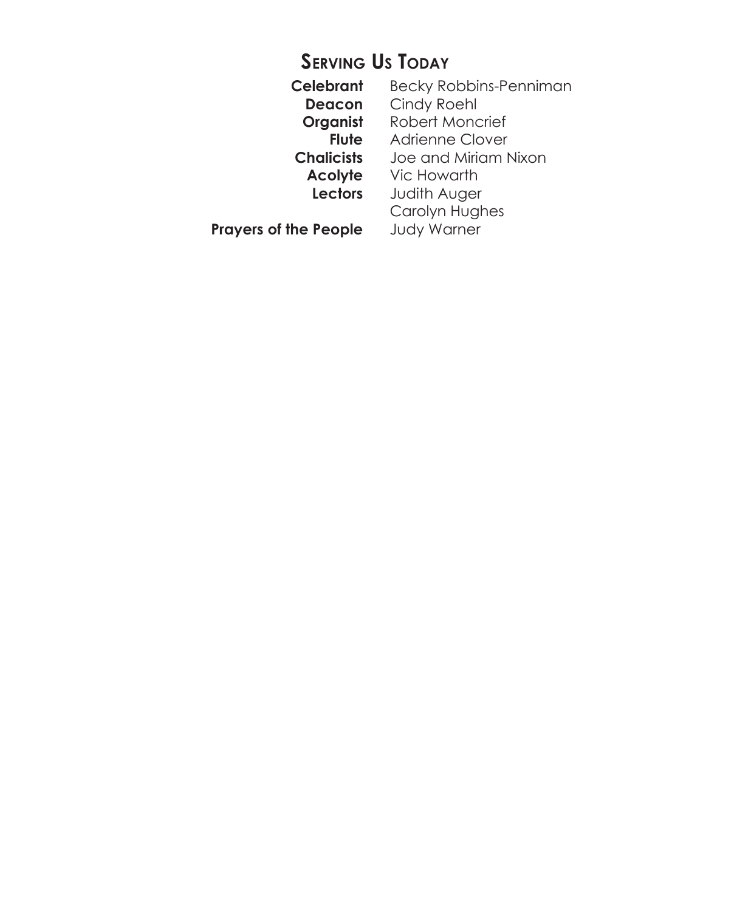## Serving Us Today

| | |
|---|---|
| **Celebrant** | Becky Robbins-Penniman |
| **Deacon** | Cindy Roehl |
| **Organist** | Robert Moncrief |
| **Flute** | Adrienne Clover |
| **Chalicists** | Joe and Miriam Nixon |
| **Acolyte** | Vic Howarth |
| **Lectors** | Judith Auger |
| | Carolyn Hughes |
| **Prayers of the People** | Judy Warner |